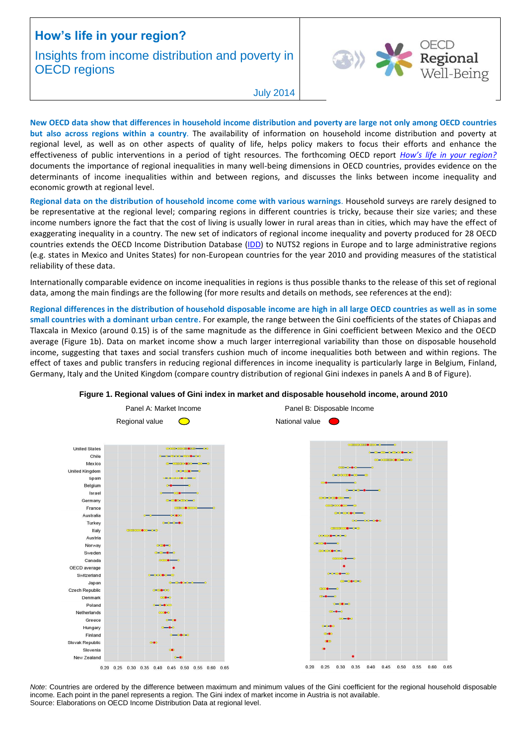# How's life in your region?

## Insights from income distribution and poverty in OECD regions

July 2014

OECD Regional Well-Being

**New OECD data show that differences in household income distribution and poverty are large not only among OECD countries but also across regions within a country**. The availability of information on household income distribution and poverty at regional level, as well as on other aspects of quality of life, helps policy makers to focus their efforts and enhance the effectiveness of public interventions in a period of tight resources. The forthcoming OECD report *How's life in your region?* documents the importance of regional inequalities in many well-being dimensions in OECD countries, provides evidence on the determinants of income inequalities within and between regions, and discusses the links between income inequality and economic growth at regional level.

**Regional data on the distribution of household income come with various warnings**. Household surveys are rarely designed to be representative at the regional level; comparing regions in different countries is tricky, because their size varies; and these income numbers ignore the fact that the cost of living is usually lower in rural areas than in cities, which may have the effect of exaggerating inequality in a country. The new set of indicators of regional income inequality and poverty produced for 28 OECD countries extends the OECD Income Distribution Database (IDD) to NUTS2 regions in Europe and to large administrative regions (e.g. states in Mexico and Unites States) for non-European countries for the year 2010 and providing measures of the statistical reliability of these data.

Internationally comparable evidence on income inequalities in regions is thus possible thanks to the release of this set of regional data, among the main findings are the following (for more results and details on methods, see references at the end):

**Regional differences in the distribution of household disposable income are high in all large OECD countries as well as in some small countries with a dominant urban centre.** For example, the range between the Gini coefficients of the states of Chiapas and Tlaxcala in Mexico (around 0.15) is of the same magnitude as the difference in Gini coefficient between Mexico and the OECD average (Figure 1b). Data on market income show a much larger interregional variability than those on disposable household income, suggesting that taxes and social transfers cushion much of income inequalities both between and within regions. The effect of taxes and public transfers in reducing regional differences in income inequality is particularly large in Belgium, Finland, Germany, Italy and the United Kingdom (compare country distribution of regional Gini indexes in panels A and B of Figure).

**Figure 1. Regional values of Gini index in market and disposable household income, around 2010**

*Note*: Countries are ordered by the difference between maximum and minimum values of the Gini coefficient for the regional household disposable income. Each point in the panel represents a region. The Gini index of market income in Austria is not available.
Source: Elaborations on OECD Income Distribution Data at regional level.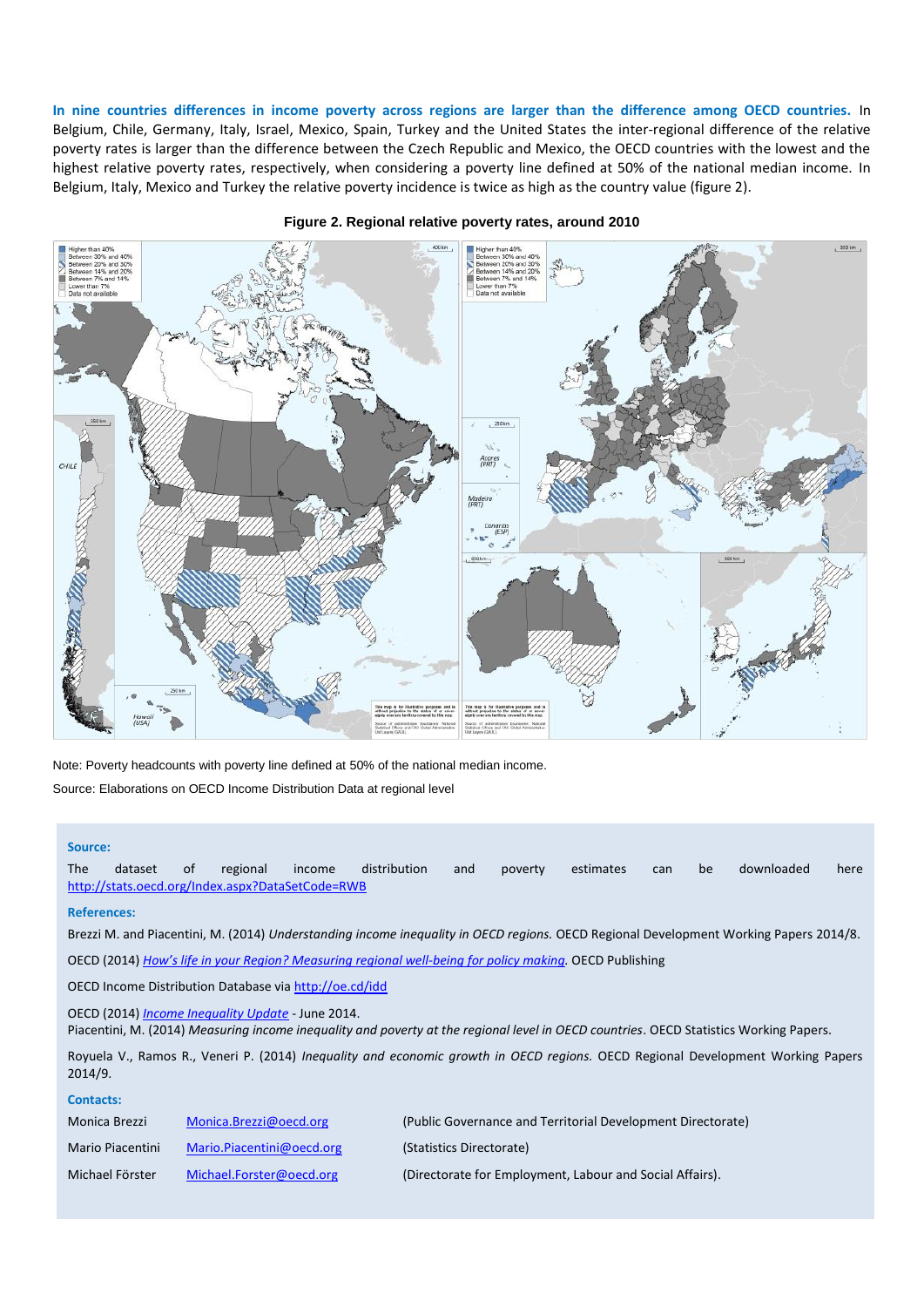**In nine countries differences in income poverty across regions are larger than the difference among OECD countries.** In Belgium, Chile, Germany, Italy, Israel, Mexico, Spain, Turkey and the United States the inter-regional difference of the relative poverty rates is larger than the difference between the Czech Republic and Mexico, the OECD countries with the lowest and the highest relative poverty rates, respectively, when considering a poverty line defined at 50% of the national median income. In Belgium, Italy, Mexico and Turkey the relative poverty incidence is twice as high as the country value (figure 2).

**Figure 2. Regional relative poverty rates, around 2010**

Higher than 40%
Between 30% and 40%
Between 20% and 30%
Between 14% and 20%
Between 7% and 14%
Lower than 7%
Data not available

CHILE

Hawaii (USA)

Acores (PRT)

Madeira (PRT)

Canarias (ESP)

This map is for illustrative purposes and is without prejudice to the status of or sovereignty over any territory covered by this map.

Source of administrative boundaries: National Statistical Offices and FAO Global Administrative Unit Layers (GAUL).

Note: Poverty headcounts with poverty line defined at 50% of the national median income.

Source: Elaborations on OECD Income Distribution Data at regional level

**Source:**

The dataset of regional income distribution and poverty estimates can be downloaded here http://stats.oecd.org/Index.aspx?DataSetCode=RWB

**References:**

Brezzi M. and Piacentini, M. (2014) *Understanding income inequality in OECD regions.* OECD Regional Development Working Papers 2014/8.

OECD (2014) *How's life in your Region? Measuring regional well-being for policy making.* OECD Publishing

OECD Income Distribution Database via http://oe.cd/idd

OECD (2014) *Income Inequality Update* - June 2014.

Piacentini, M. (2014) *Measuring income inequality and poverty at the regional level in OECD countries*. OECD Statistics Working Papers.

Royuela V., Ramos R., Veneri P. (2014) *Inequality and economic growth in OECD regions.* OECD Regional Development Working Papers 2014/9.

**Contacts:**

| | | |
|---|---|---|
| Monica Brezzi | Monica.Brezzi@oecd.org | (Public Governance and Territorial Development Directorate) |
| Mario Piacentini | Mario.Piacentini@oecd.org | (Statistics Directorate) |
| Michael Förster | Michael.Forster@oecd.org | (Directorate for Employment, Labour and Social Affairs). |